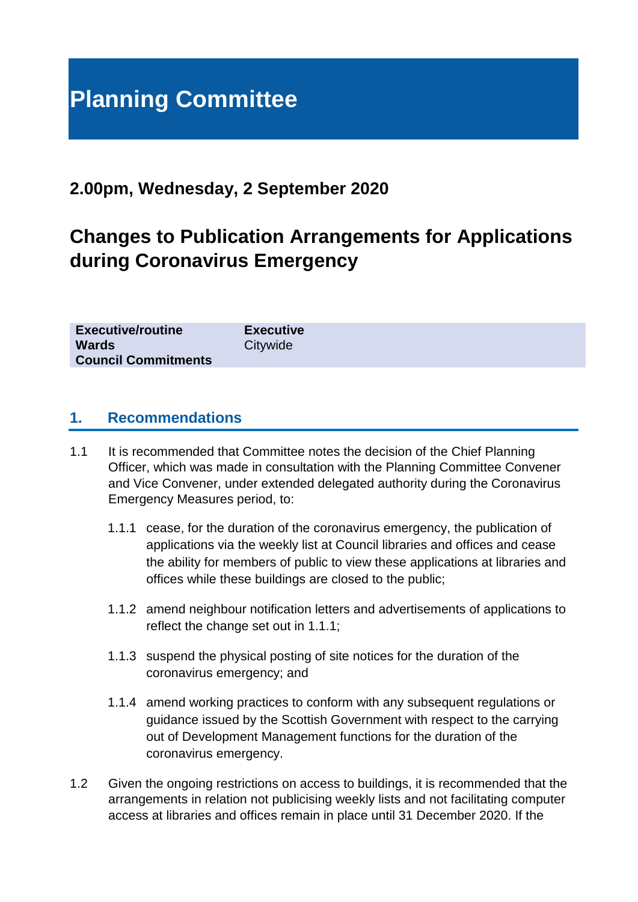# Planning Committee

## 2.00pm, Wednesday, 2 September 2020

## Changes to Publication Arrangements for Applications during Coronavirus Emergency

| | |
|---|---|
| **Executive/routine** | **Executive** |
| **Wards** | Citywide |
| **Council Commitments** | |

## 1. Recommendations

1.1 It is recommended that Committee notes the decision of the Chief Planning Officer, which was made in consultation with the Planning Committee Convener and Vice Convener, under extended delegated authority during the Coronavirus Emergency Measures period, to:

1.1.1 cease, for the duration of the coronavirus emergency, the publication of applications via the weekly list at Council libraries and offices and cease the ability for members of public to view these applications at libraries and offices while these buildings are closed to the public;

1.1.2 amend neighbour notification letters and advertisements of applications to reflect the change set out in 1.1.1;

1.1.3 suspend the physical posting of site notices for the duration of the coronavirus emergency; and

1.1.4 amend working practices to conform with any subsequent regulations or guidance issued by the Scottish Government with respect to the carrying out of Development Management functions for the duration of the coronavirus emergency.

1.2 Given the ongoing restrictions on access to buildings, it is recommended that the arrangements in relation not publicising weekly lists and not facilitating computer access at libraries and offices remain in place until 31 December 2020. If the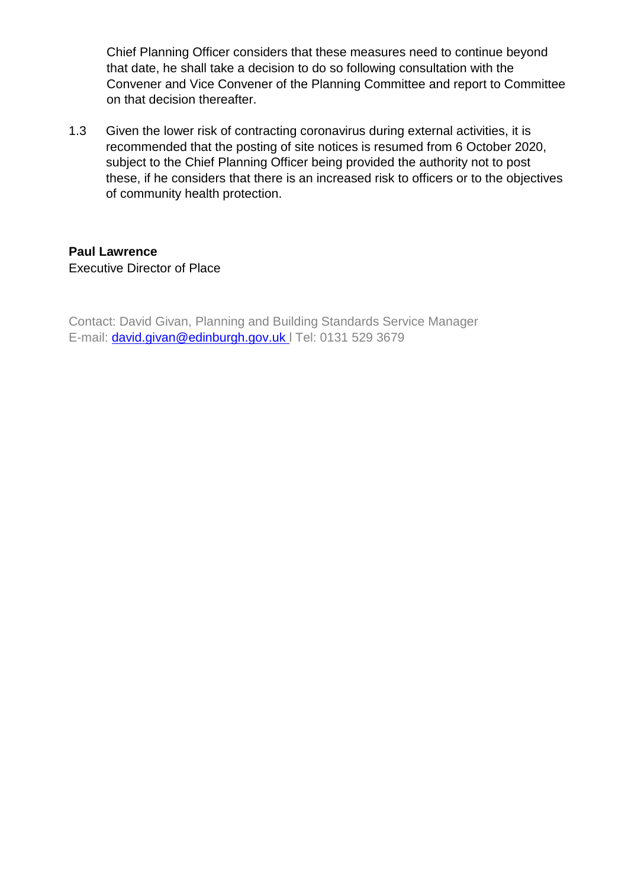Chief Planning Officer considers that these measures need to continue beyond that date, he shall take a decision to do so following consultation with the Convener and Vice Convener of the Planning Committee and report to Committee on that decision thereafter.

1.3 Given the lower risk of contracting coronavirus during external activities, it is recommended that the posting of site notices is resumed from 6 October 2020, subject to the Chief Planning Officer being provided the authority not to post these, if he considers that there is an increased risk to officers or to the objectives of community health protection.

**Paul Lawrence**
Executive Director of Place

Contact: David Givan, Planning and Building Standards Service Manager
E-mail: david.givan@edinburgh.gov.uk | Tel: 0131 529 3679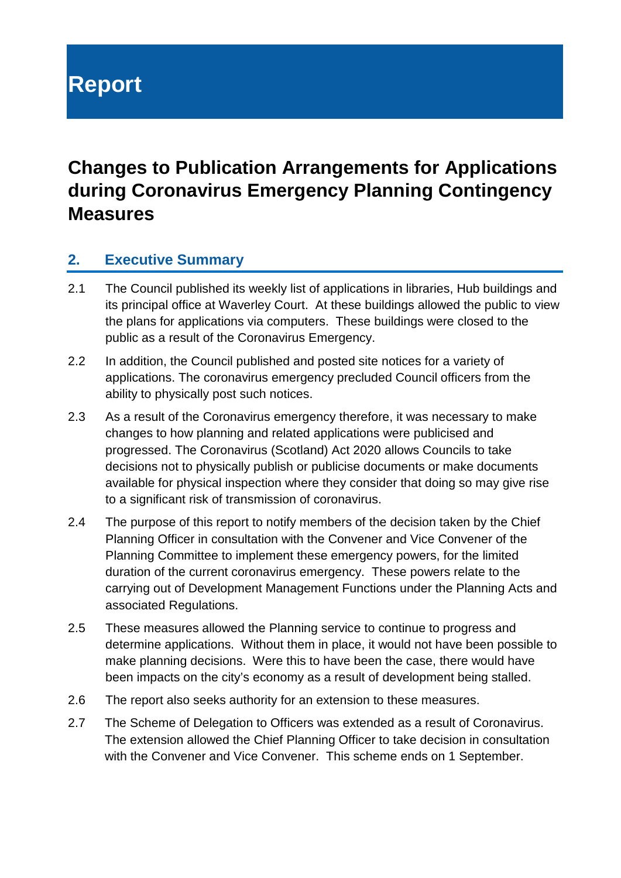# Report

## Changes to Publication Arrangements for Applications during Coronavirus Emergency Planning Contingency Measures

### 2. Executive Summary

2.1 The Council published its weekly list of applications in libraries, Hub buildings and its principal office at Waverley Court. At these buildings allowed the public to view the plans for applications via computers. These buildings were closed to the public as a result of the Coronavirus Emergency.

2.2 In addition, the Council published and posted site notices for a variety of applications. The coronavirus emergency precluded Council officers from the ability to physically post such notices.

2.3 As a result of the Coronavirus emergency therefore, it was necessary to make changes to how planning and related applications were publicised and progressed. The Coronavirus (Scotland) Act 2020 allows Councils to take decisions not to physically publish or publicise documents or make documents available for physical inspection where they consider that doing so may give rise to a significant risk of transmission of coronavirus.

2.4 The purpose of this report to notify members of the decision taken by the Chief Planning Officer in consultation with the Convener and Vice Convener of the Planning Committee to implement these emergency powers, for the limited duration of the current coronavirus emergency. These powers relate to the carrying out of Development Management Functions under the Planning Acts and associated Regulations.

2.5 These measures allowed the Planning service to continue to progress and determine applications. Without them in place, it would not have been possible to make planning decisions. Were this to have been the case, there would have been impacts on the city's economy as a result of development being stalled.

2.6 The report also seeks authority for an extension to these measures.

2.7 The Scheme of Delegation to Officers was extended as a result of Coronavirus. The extension allowed the Chief Planning Officer to take decision in consultation with the Convener and Vice Convener. This scheme ends on 1 September.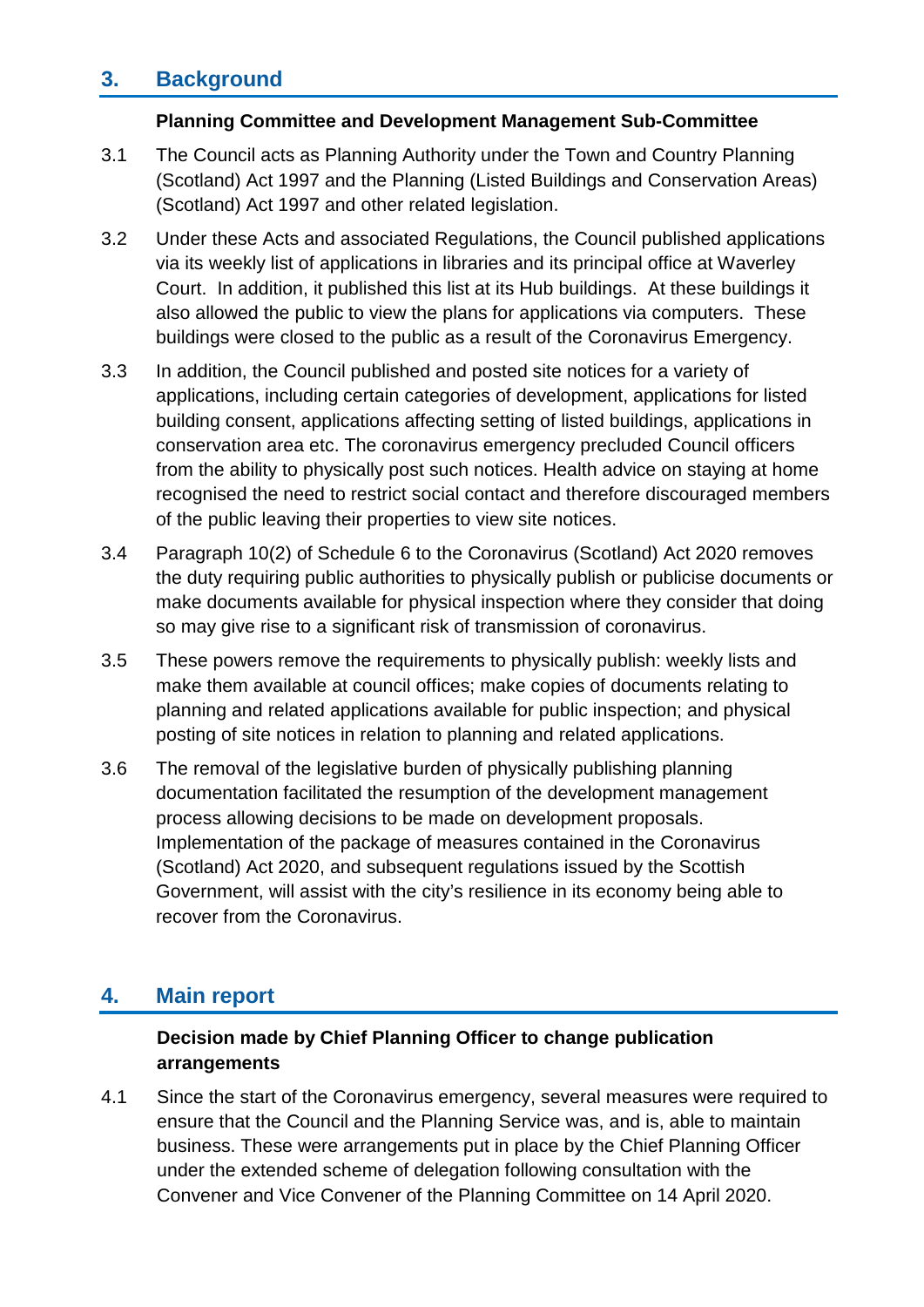## 3. Background

**Planning Committee and Development Management Sub-Committee**

3.1 The Council acts as Planning Authority under the Town and Country Planning (Scotland) Act 1997 and the Planning (Listed Buildings and Conservation Areas) (Scotland) Act 1997 and other related legislation.

3.2 Under these Acts and associated Regulations, the Council published applications via its weekly list of applications in libraries and its principal office at Waverley Court. In addition, it published this list at its Hub buildings. At these buildings it also allowed the public to view the plans for applications via computers. These buildings were closed to the public as a result of the Coronavirus Emergency.

3.3 In addition, the Council published and posted site notices for a variety of applications, including certain categories of development, applications for listed building consent, applications affecting setting of listed buildings, applications in conservation area etc. The coronavirus emergency precluded Council officers from the ability to physically post such notices. Health advice on staying at home recognised the need to restrict social contact and therefore discouraged members of the public leaving their properties to view site notices.

3.4 Paragraph 10(2) of Schedule 6 to the Coronavirus (Scotland) Act 2020 removes the duty requiring public authorities to physically publish or publicise documents or make documents available for physical inspection where they consider that doing so may give rise to a significant risk of transmission of coronavirus.

3.5 These powers remove the requirements to physically publish: weekly lists and make them available at council offices; make copies of documents relating to planning and related applications available for public inspection; and physical posting of site notices in relation to planning and related applications.

3.6 The removal of the legislative burden of physically publishing planning documentation facilitated the resumption of the development management process allowing decisions to be made on development proposals. Implementation of the package of measures contained in the Coronavirus (Scotland) Act 2020, and subsequent regulations issued by the Scottish Government, will assist with the city's resilience in its economy being able to recover from the Coronavirus.

## 4. Main report

**Decision made by Chief Planning Officer to change publication arrangements**

4.1 Since the start of the Coronavirus emergency, several measures were required to ensure that the Council and the Planning Service was, and is, able to maintain business. These were arrangements put in place by the Chief Planning Officer under the extended scheme of delegation following consultation with the Convener and Vice Convener of the Planning Committee on 14 April 2020.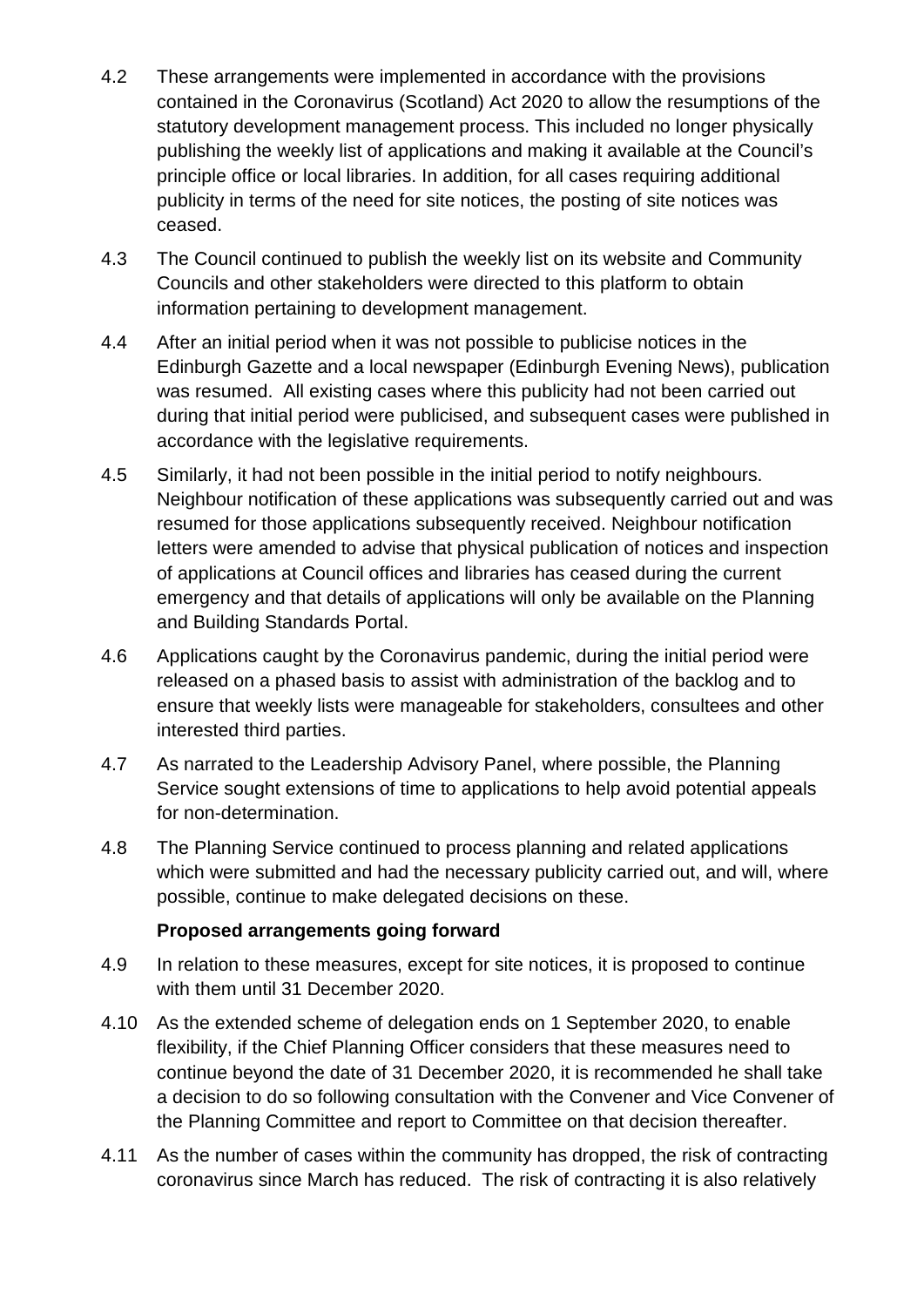4.2 These arrangements were implemented in accordance with the provisions contained in the Coronavirus (Scotland) Act 2020 to allow the resumptions of the statutory development management process. This included no longer physically publishing the weekly list of applications and making it available at the Council's principle office or local libraries. In addition, for all cases requiring additional publicity in terms of the need for site notices, the posting of site notices was ceased.

4.3 The Council continued to publish the weekly list on its website and Community Councils and other stakeholders were directed to this platform to obtain information pertaining to development management.

4.4 After an initial period when it was not possible to publicise notices in the Edinburgh Gazette and a local newspaper (Edinburgh Evening News), publication was resumed. All existing cases where this publicity had not been carried out during that initial period were publicised, and subsequent cases were published in accordance with the legislative requirements.

4.5 Similarly, it had not been possible in the initial period to notify neighbours. Neighbour notification of these applications was subsequently carried out and was resumed for those applications subsequently received. Neighbour notification letters were amended to advise that physical publication of notices and inspection of applications at Council offices and libraries has ceased during the current emergency and that details of applications will only be available on the Planning and Building Standards Portal.

4.6 Applications caught by the Coronavirus pandemic, during the initial period were released on a phased basis to assist with administration of the backlog and to ensure that weekly lists were manageable for stakeholders, consultees and other interested third parties.

4.7 As narrated to the Leadership Advisory Panel, where possible, the Planning Service sought extensions of time to applications to help avoid potential appeals for non-determination.

4.8 The Planning Service continued to process planning and related applications which were submitted and had the necessary publicity carried out, and will, where possible, continue to make delegated decisions on these.

**Proposed arrangements going forward**

4.9 In relation to these measures, except for site notices, it is proposed to continue with them until 31 December 2020.

4.10 As the extended scheme of delegation ends on 1 September 2020, to enable flexibility, if the Chief Planning Officer considers that these measures need to continue beyond the date of 31 December 2020, it is recommended he shall take a decision to do so following consultation with the Convener and Vice Convener of the Planning Committee and report to Committee on that decision thereafter.

4.11 As the number of cases within the community has dropped, the risk of contracting coronavirus since March has reduced. The risk of contracting it is also relatively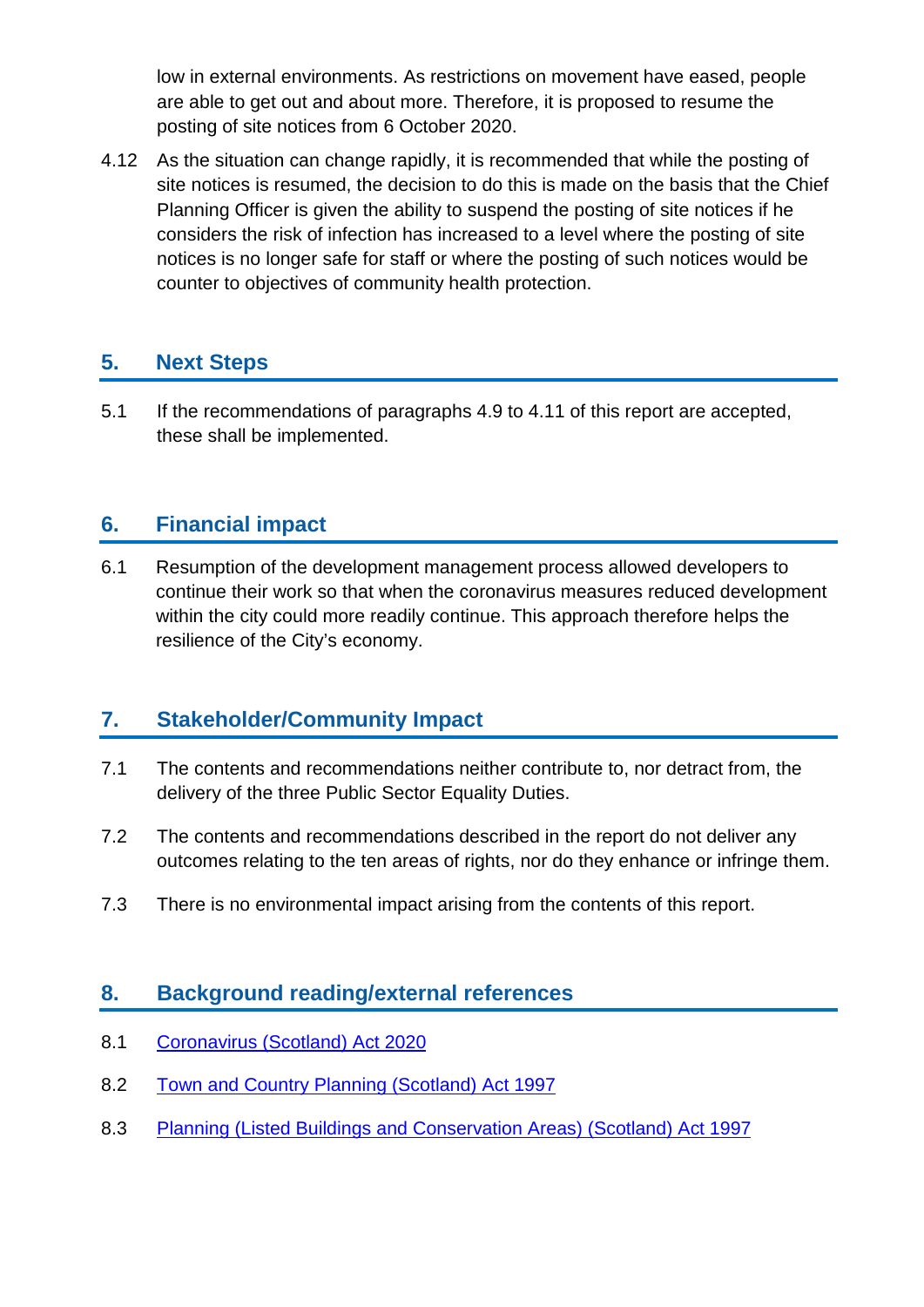low in external environments. As restrictions on movement have eased, people are able to get out and about more. Therefore, it is proposed to resume the posting of site notices from 6 October 2020.

4.12 As the situation can change rapidly, it is recommended that while the posting of site notices is resumed, the decision to do this is made on the basis that the Chief Planning Officer is given the ability to suspend the posting of site notices if he considers the risk of infection has increased to a level where the posting of site notices is no longer safe for staff or where the posting of such notices would be counter to objectives of community health protection.

## 5. Next Steps

5.1 If the recommendations of paragraphs 4.9 to 4.11 of this report are accepted, these shall be implemented.

## 6. Financial impact

6.1 Resumption of the development management process allowed developers to continue their work so that when the coronavirus measures reduced development within the city could more readily continue. This approach therefore helps the resilience of the City's economy.

## 7. Stakeholder/Community Impact

7.1 The contents and recommendations neither contribute to, nor detract from, the delivery of the three Public Sector Equality Duties.

7.2 The contents and recommendations described in the report do not deliver any outcomes relating to the ten areas of rights, nor do they enhance or infringe them.

7.3 There is no environmental impact arising from the contents of this report.

## 8. Background reading/external references

8.1 Coronavirus (Scotland) Act 2020

8.2 Town and Country Planning (Scotland) Act 1997

8.3 Planning (Listed Buildings and Conservation Areas) (Scotland) Act 1997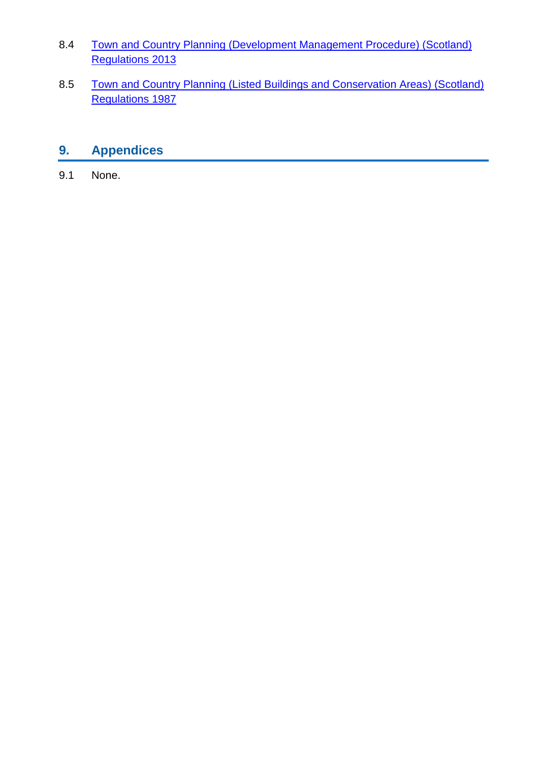8.4 [Town and Country Planning (Development Management Procedure) (Scotland) Regulations 2013]

8.5 [Town and Country Planning (Listed Buildings and Conservation Areas) (Scotland) Regulations 1987]

## 9. Appendices

9.1 None.